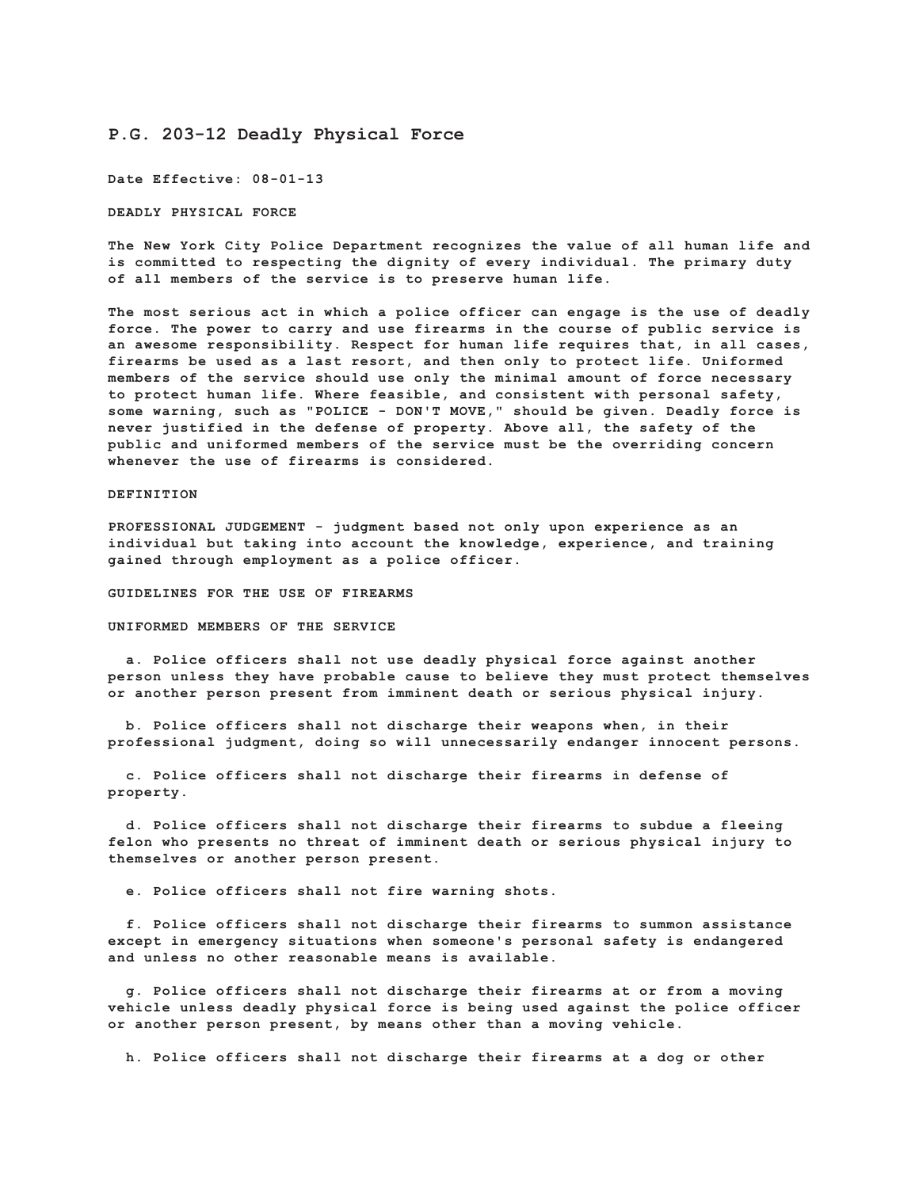# P.G. 203-12 Deadly Physical Force

**Date Effective: 08-01-13**

**DEADLY PHYSICAL FORCE**

The New York City Police Department recognizes the value of all human life and is committed to respecting the dignity of every individual. The primary duty of all members of the service is to preserve human life.

The most serious act in which a police officer can engage is the use of deadly force. The power to carry and use firearms in the course of public service is an awesome responsibility. Respect for human life requires that, in all cases, firearms be used as a last resort, and then only to protect life. Uniformed members of the service should use only the minimal amount of force necessary to protect human life. Where feasible, and consistent with personal safety, some warning, such as "POLICE - DON'T MOVE," should be given. Deadly force is never justified in the defense of property. Above all, the safety of the public and uniformed members of the service must be the overriding concern whenever the use of firearms is considered.

**DEFINITION**

PROFESSIONAL JUDGEMENT - judgment based not only upon experience as an individual but taking into account the knowledge, experience, and training gained through employment as a police officer.

**GUIDELINES FOR THE USE OF FIREARMS**

**UNIFORMED MEMBERS OF THE SERVICE**

a. Police officers shall not use deadly physical force against another person unless they have probable cause to believe they must protect themselves or another person present from imminent death or serious physical injury.

b. Police officers shall not discharge their weapons when, in their professional judgment, doing so will unnecessarily endanger innocent persons.

c. Police officers shall not discharge their firearms in defense of property.

d. Police officers shall not discharge their firearms to subdue a fleeing felon who presents no threat of imminent death or serious physical injury to themselves or another person present.

e. Police officers shall not fire warning shots.

f. Police officers shall not discharge their firearms to summon assistance except in emergency situations when someone's personal safety is endangered and unless no other reasonable means is available.

g. Police officers shall not discharge their firearms at or from a moving vehicle unless deadly physical force is being used against the police officer or another person present, by means other than a moving vehicle.

h. Police officers shall not discharge their firearms at a dog or other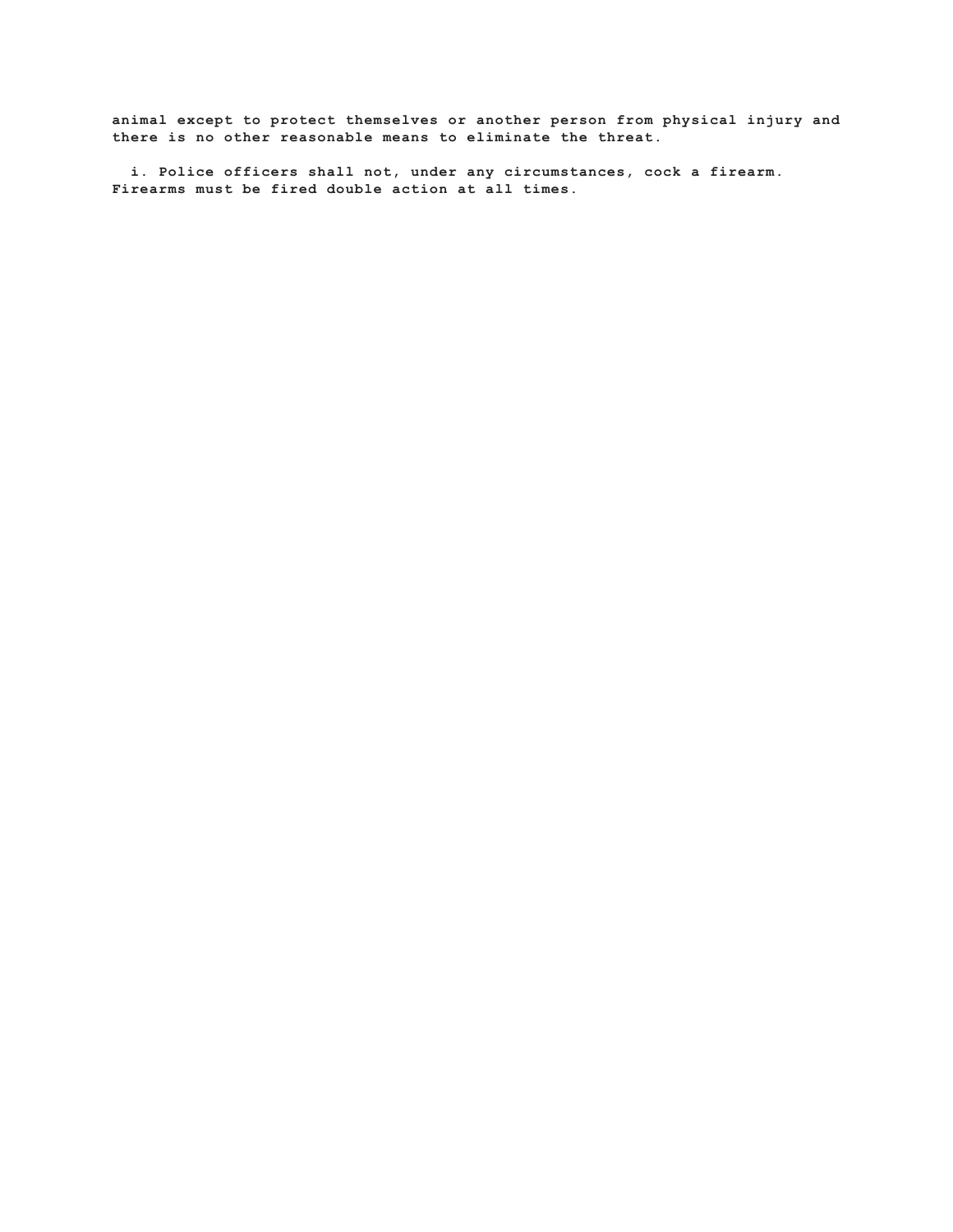**animal except to protect themselves or another person from physical injury and there is no other reasonable means to eliminate the threat.**

**i. Police officers shall not, under any circumstances, cock a firearm. Firearms must be fired double action at all times.**